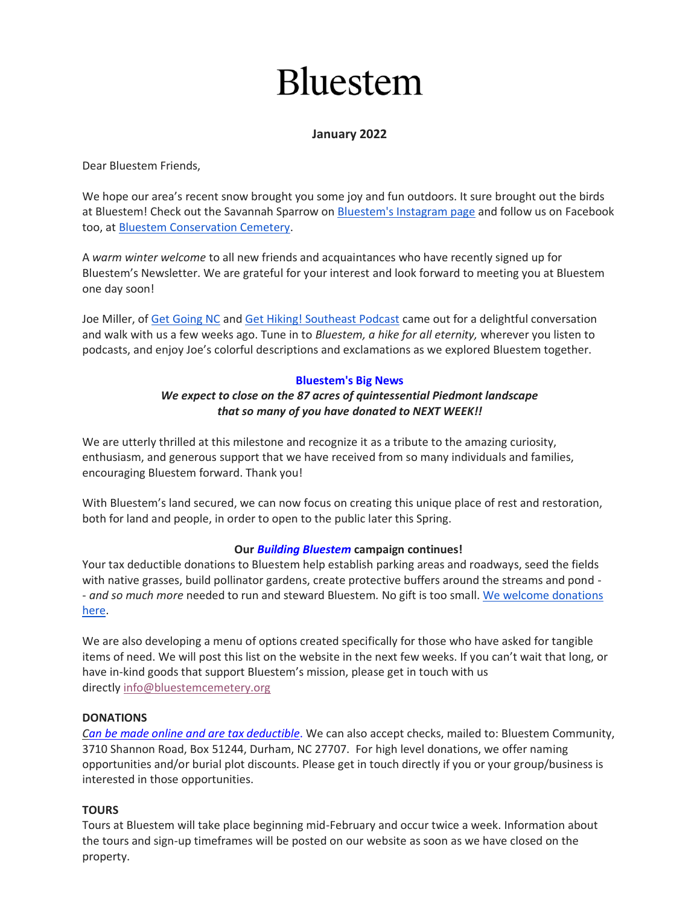# Bluestem

**January 2022**

Dear Bluestem Friends,

We hope our area's recent snow brought you some joy and fun outdoors. It sure brought out the birds at Bluestem! Check out the Savannah Sparrow on Bluestem's Instagram page and follow us on Facebook too, at Bluestem Conservation Cemetery.

A *warm winter welcome* to all new friends and acquaintances who have recently signed up for Bluestem's Newsletter. We are grateful for your interest and look forward to meeting you at Bluestem one day soon!

Joe Miller, of Get Going NC and Get Hiking! Southeast Podcast came out for a delightful conversation and walk with us a few weeks ago. Tune in to *Bluestem, a hike for all eternity,* wherever you listen to podcasts, and enjoy Joe's colorful descriptions and exclamations as we explored Bluestem together.

**Bluestem's Big News**

***We expect to close on the 87 acres of quintessential Piedmont landscape that so many of you have donated to NEXT WEEK!!***

We are utterly thrilled at this milestone and recognize it as a tribute to the amazing curiosity, enthusiasm, and generous support that we have received from so many individuals and families, encouraging Bluestem forward. Thank you!

With Bluestem's land secured, we can now focus on creating this unique place of rest and restoration, both for land and people, in order to open to the public later this Spring.

**Our *Building Bluestem* campaign continues!**

Your tax deductible donations to Bluestem help establish parking areas and roadways, seed the fields with native grasses, build pollinator gardens, create protective buffers around the streams and pond -- *and so much more* needed to run and steward Bluestem*.* No gift is too small. We welcome donations here.

We are also developing a menu of options created specifically for those who have asked for tangible items of need. We will post this list on the website in the next few weeks. If you can't wait that long, or have in-kind goods that support Bluestem's mission, please get in touch with us directly info@bluestemcemetery.org

**DONATIONS**

*Can be made online and are tax deductible*. We can also accept checks, mailed to: Bluestem Community, 3710 Shannon Road, Box 51244, Durham, NC 27707. For high level donations, we offer naming opportunities and/or burial plot discounts. Please get in touch directly if you or your group/business is interested in those opportunities.

**TOURS**

Tours at Bluestem will take place beginning mid-February and occur twice a week. Information about the tours and sign-up timeframes will be posted on our website as soon as we have closed on the property.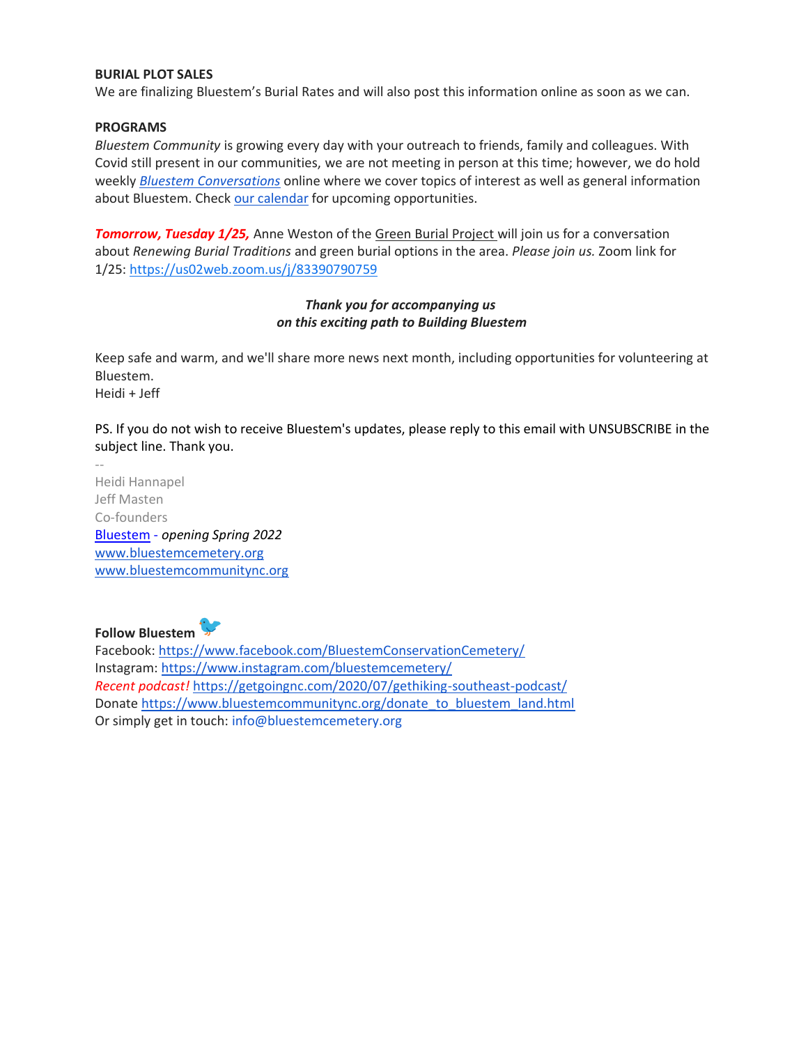**BURIAL PLOT SALES**

We are finalizing Bluestem's Burial Rates and will also post this information online as soon as we can.

**PROGRAMS**

*Bluestem Community* is growing every day with your outreach to friends, family and colleagues. With Covid still present in our communities, we are not meeting in person at this time; however, we do hold weekly *Bluestem Conversations* online where we cover topics of interest as well as general information about Bluestem. Check our calendar for upcoming opportunities.

***Tomorrow, Tuesday 1/25,*** Anne Weston of the Green Burial Project will join us for a conversation about *Renewing Burial Traditions* and green burial options in the area. *Please join us.* Zoom link for 1/25: https://us02web.zoom.us/j/83390790759

***Thank you for accompanying us***
***on this exciting path to Building Bluestem***

Keep safe and warm, and we'll share more news next month, including opportunities for volunteering at Bluestem.
Heidi + Jeff

PS. If you do not wish to receive Bluestem's updates, please reply to this email with UNSUBSCRIBE in the subject line. Thank you.

--
Heidi Hannapel
Jeff Masten
Co-founders
Bluestem - *opening Spring 2022*
www.bluestemcemetery.org
www.bluestemcommunitync.org

**Follow Bluestem** 🐦
Facebook: https://www.facebook.com/BluestemConservationCemetery/
Instagram: https://www.instagram.com/bluestemcemetery/
*Recent podcast!* https://getgoingnc.com/2020/07/gethiking-southeast-podcast/
Donate https://www.bluestemcommunitync.org/donate_to_bluestem_land.html
Or simply get in touch: info@bluestemcemetery.org